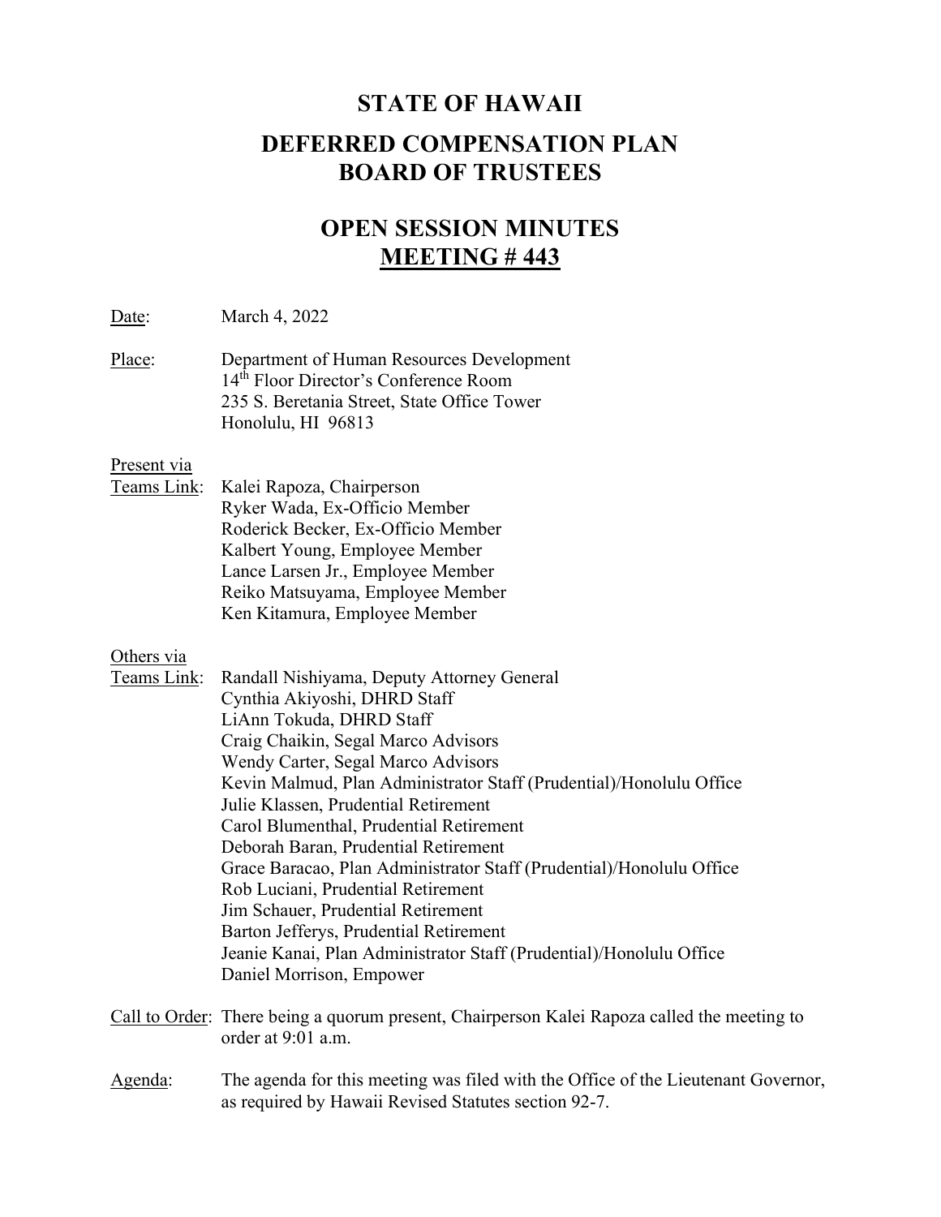# STATE OF HAWAII

## DEFERRED COMPENSATION PLAN BOARD OF TRUSTEES

## OPEN SESSION MINUTES MEETING # 443

Date: March 4, 2022

Place: Department of Human Resources Development
14th Floor Director's Conference Room
235 S. Beretania Street, State Office Tower
Honolulu, HI 96813

Present via Teams Link:
Kalei Rapoza, Chairperson
Ryker Wada, Ex-Officio Member
Roderick Becker, Ex-Officio Member
Kalbert Young, Employee Member
Lance Larsen Jr., Employee Member
Reiko Matsuyama, Employee Member
Ken Kitamura, Employee Member

Others via Teams Link:
Randall Nishiyama, Deputy Attorney General
Cynthia Akiyoshi, DHRD Staff
LiAnn Tokuda, DHRD Staff
Craig Chaikin, Segal Marco Advisors
Wendy Carter, Segal Marco Advisors
Kevin Malmud, Plan Administrator Staff (Prudential)/Honolulu Office
Julie Klassen, Prudential Retirement
Carol Blumenthal, Prudential Retirement
Deborah Baran, Prudential Retirement
Grace Baracao, Plan Administrator Staff (Prudential)/Honolulu Office
Rob Luciani, Prudential Retirement
Jim Schauer, Prudential Retirement
Barton Jefferys, Prudential Retirement
Jeanie Kanai, Plan Administrator Staff (Prudential)/Honolulu Office
Daniel Morrison, Empower

Call to Order: There being a quorum present, Chairperson Kalei Rapoza called the meeting to order at 9:01 a.m.

Agenda: The agenda for this meeting was filed with the Office of the Lieutenant Governor, as required by Hawaii Revised Statutes section 92-7.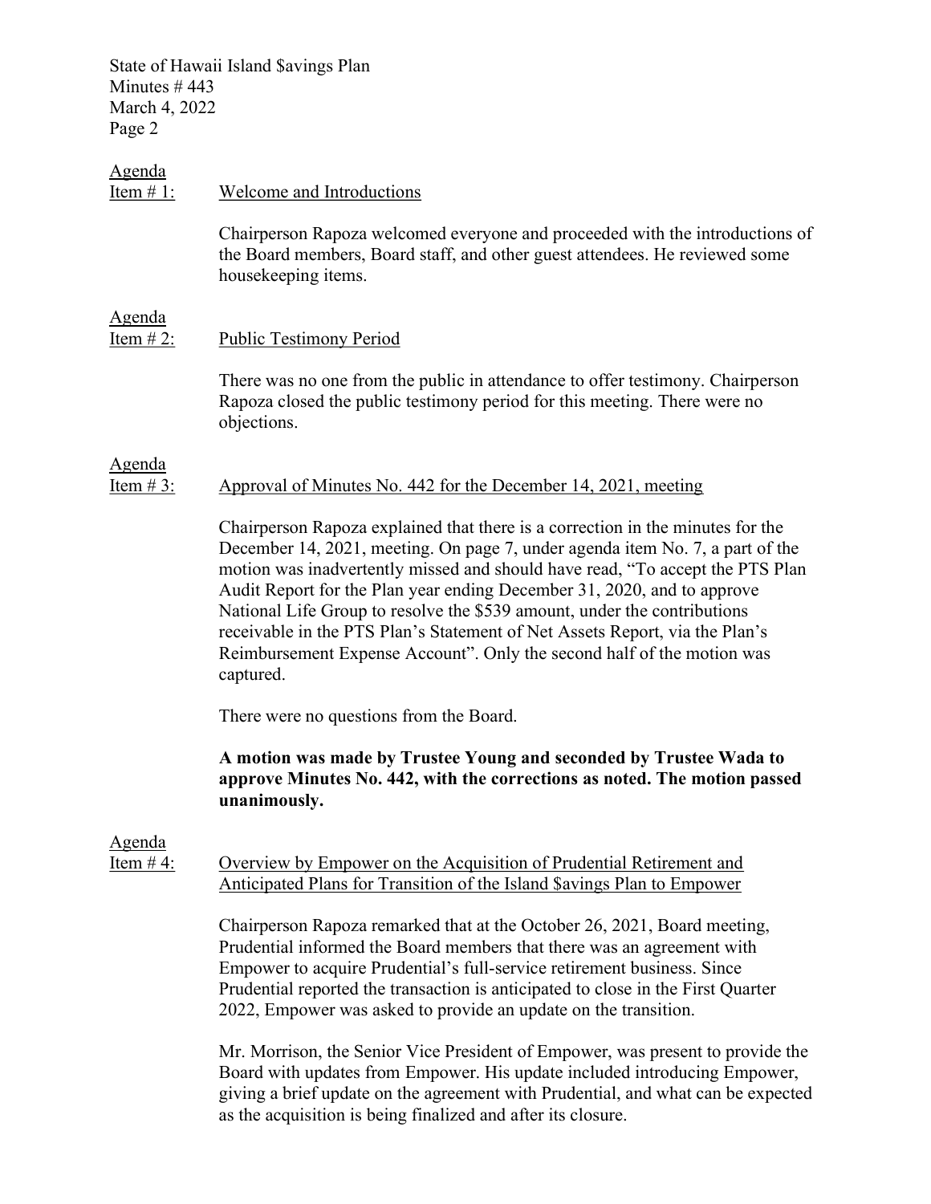Agenda
Item # 1: Welcome and Introductions

Chairperson Rapoza welcomed everyone and proceeded with the introductions of the Board members, Board staff, and other guest attendees. He reviewed some housekeeping items.

Agenda
Item # 2: Public Testimony Period

There was no one from the public in attendance to offer testimony. Chairperson Rapoza closed the public testimony period for this meeting. There were no objections.

Agenda
Item # 3: Approval of Minutes No. 442 for the December 14, 2021, meeting

Chairperson Rapoza explained that there is a correction in the minutes for the December 14, 2021, meeting. On page 7, under agenda item No. 7, a part of the motion was inadvertently missed and should have read, "To accept the PTS Plan Audit Report for the Plan year ending December 31, 2020, and to approve National Life Group to resolve the $539 amount, under the contributions receivable in the PTS Plan's Statement of Net Assets Report, via the Plan's Reimbursement Expense Account". Only the second half of the motion was captured.

There were no questions from the Board.

**A motion was made by Trustee Young and seconded by Trustee Wada to approve Minutes No. 442, with the corrections as noted. The motion passed unanimously.**

Agenda
Item # 4: Overview by Empower on the Acquisition of Prudential Retirement and Anticipated Plans for Transition of the Island $avings Plan to Empower

Chairperson Rapoza remarked that at the October 26, 2021, Board meeting, Prudential informed the Board members that there was an agreement with Empower to acquire Prudential's full-service retirement business. Since Prudential reported the transaction is anticipated to close in the First Quarter 2022, Empower was asked to provide an update on the transition.

Mr. Morrison, the Senior Vice President of Empower, was present to provide the Board with updates from Empower. His update included introducing Empower, giving a brief update on the agreement with Prudential, and what can be expected as the acquisition is being finalized and after its closure.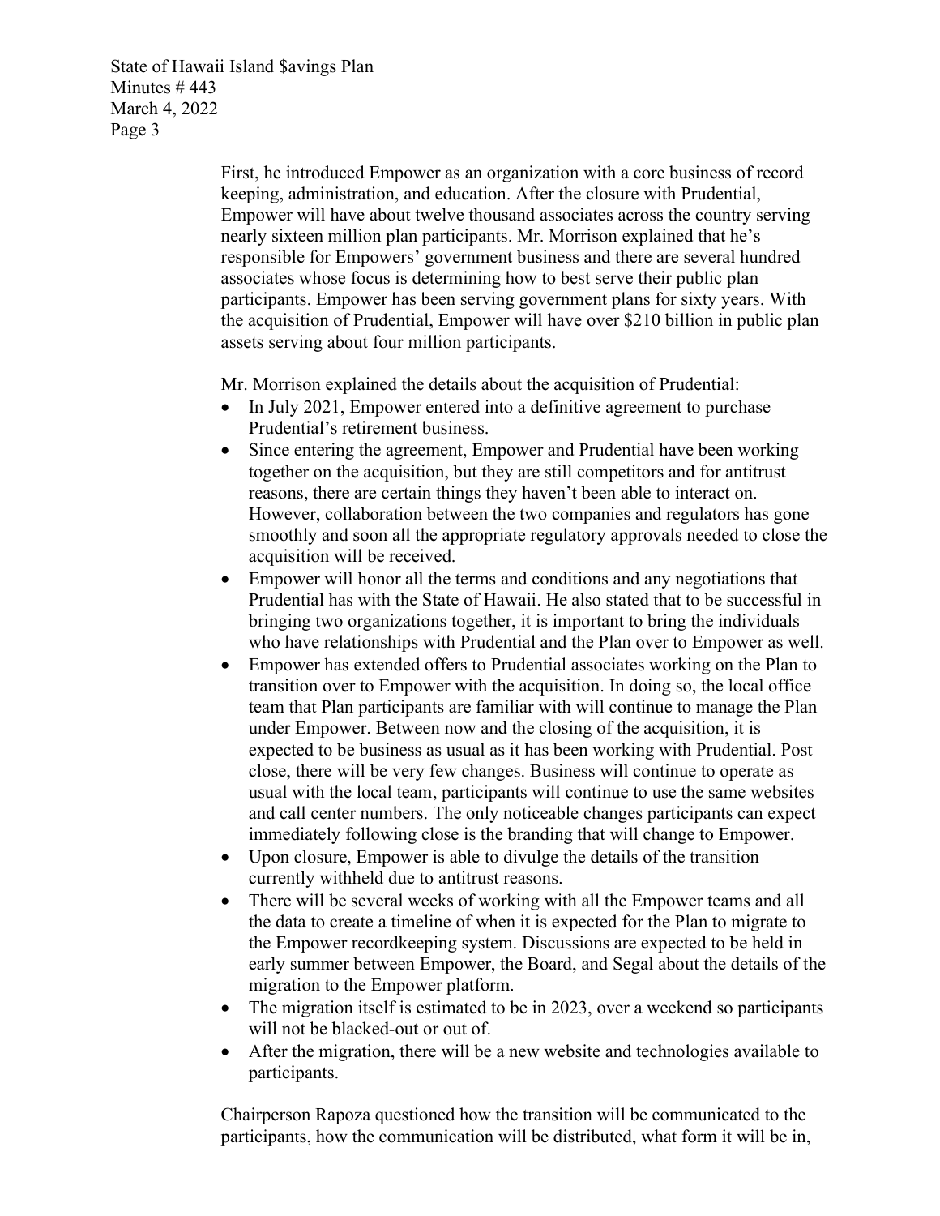First, he introduced Empower as an organization with a core business of record keeping, administration, and education. After the closure with Prudential, Empower will have about twelve thousand associates across the country serving nearly sixteen million plan participants. Mr. Morrison explained that he's responsible for Empowers' government business and there are several hundred associates whose focus is determining how to best serve their public plan participants. Empower has been serving government plans for sixty years. With the acquisition of Prudential, Empower will have over $210 billion in public plan assets serving about four million participants.

Mr. Morrison explained the details about the acquisition of Prudential:

- In July 2021, Empower entered into a definitive agreement to purchase Prudential's retirement business.
- Since entering the agreement, Empower and Prudential have been working together on the acquisition, but they are still competitors and for antitrust reasons, there are certain things they haven't been able to interact on. However, collaboration between the two companies and regulators has gone smoothly and soon all the appropriate regulatory approvals needed to close the acquisition will be received.
- Empower will honor all the terms and conditions and any negotiations that Prudential has with the State of Hawaii. He also stated that to be successful in bringing two organizations together, it is important to bring the individuals who have relationships with Prudential and the Plan over to Empower as well.
- Empower has extended offers to Prudential associates working on the Plan to transition over to Empower with the acquisition. In doing so, the local office team that Plan participants are familiar with will continue to manage the Plan under Empower. Between now and the closing of the acquisition, it is expected to be business as usual as it has been working with Prudential. Post close, there will be very few changes. Business will continue to operate as usual with the local team, participants will continue to use the same websites and call center numbers. The only noticeable changes participants can expect immediately following close is the branding that will change to Empower.
- Upon closure, Empower is able to divulge the details of the transition currently withheld due to antitrust reasons.
- There will be several weeks of working with all the Empower teams and all the data to create a timeline of when it is expected for the Plan to migrate to the Empower recordkeeping system. Discussions are expected to be held in early summer between Empower, the Board, and Segal about the details of the migration to the Empower platform.
- The migration itself is estimated to be in 2023, over a weekend so participants will not be blacked-out or out of.
- After the migration, there will be a new website and technologies available to participants.

Chairperson Rapoza questioned how the transition will be communicated to the participants, how the communication will be distributed, what form it will be in,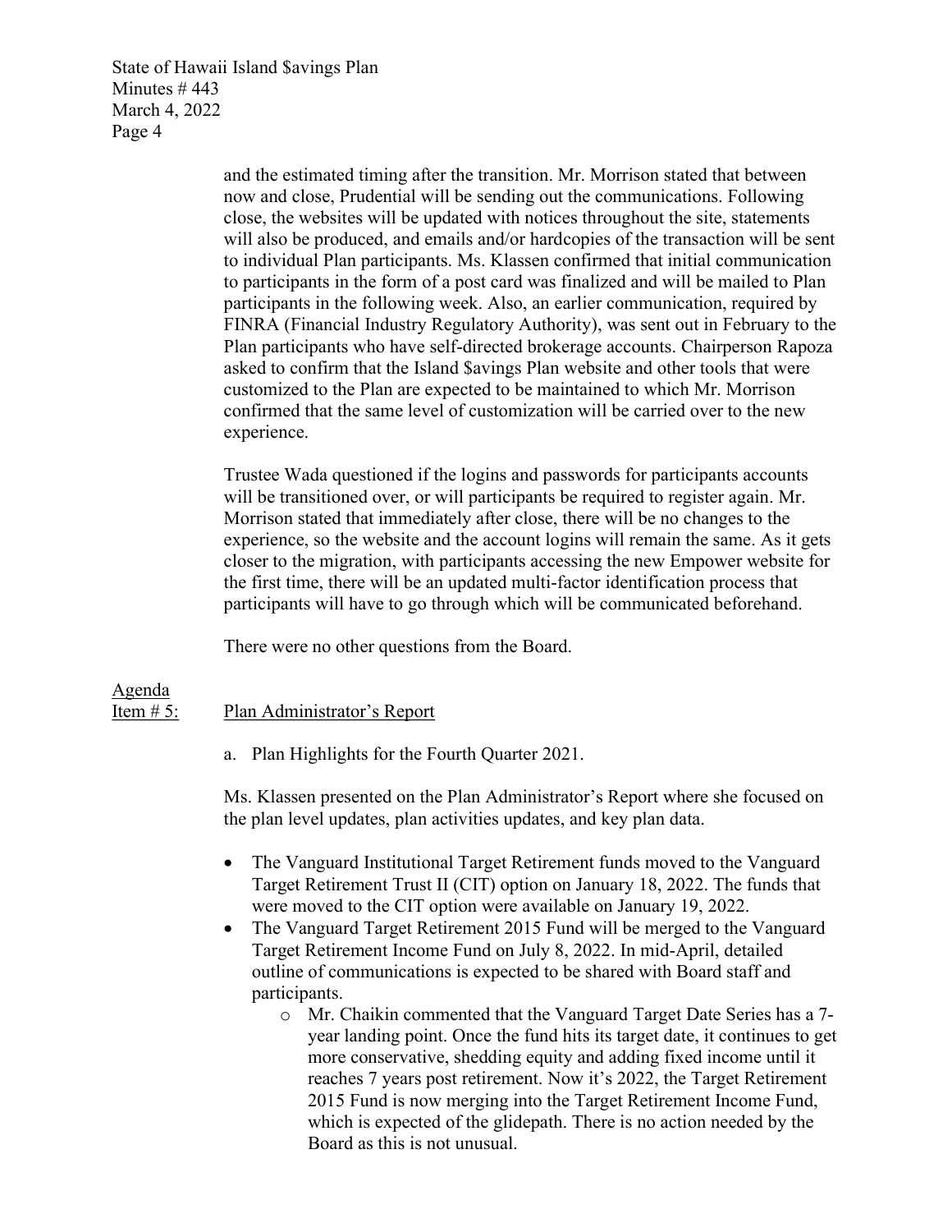and the estimated timing after the transition. Mr. Morrison stated that between now and close, Prudential will be sending out the communications. Following close, the websites will be updated with notices throughout the site, statements will also be produced, and emails and/or hardcopies of the transaction will be sent to individual Plan participants. Ms. Klassen confirmed that initial communication to participants in the form of a post card was finalized and will be mailed to Plan participants in the following week. Also, an earlier communication, required by FINRA (Financial Industry Regulatory Authority), was sent out in February to the Plan participants who have self-directed brokerage accounts. Chairperson Rapoza asked to confirm that the Island $avings Plan website and other tools that were customized to the Plan are expected to be maintained to which Mr. Morrison confirmed that the same level of customization will be carried over to the new experience.

Trustee Wada questioned if the logins and passwords for participants accounts will be transitioned over, or will participants be required to register again. Mr. Morrison stated that immediately after close, there will be no changes to the experience, so the website and the account logins will remain the same. As it gets closer to the migration, with participants accessing the new Empower website for the first time, there will be an updated multi-factor identification process that participants will have to go through which will be communicated beforehand.

There were no other questions from the Board.

Agenda Item # 5: Plan Administrator's Report

a. Plan Highlights for the Fourth Quarter 2021.

Ms. Klassen presented on the Plan Administrator's Report where she focused on the plan level updates, plan activities updates, and key plan data.

- The Vanguard Institutional Target Retirement funds moved to the Vanguard Target Retirement Trust II (CIT) option on January 18, 2022. The funds that were moved to the CIT option were available on January 19, 2022.
- The Vanguard Target Retirement 2015 Fund will be merged to the Vanguard Target Retirement Income Fund on July 8, 2022. In mid-April, detailed outline of communications is expected to be shared with Board staff and participants.
  - Mr. Chaikin commented that the Vanguard Target Date Series has a 7-year landing point. Once the fund hits its target date, it continues to get more conservative, shedding equity and adding fixed income until it reaches 7 years post retirement. Now it's 2022, the Target Retirement 2015 Fund is now merging into the Target Retirement Income Fund, which is expected of the glidepath. There is no action needed by the Board as this is not unusual.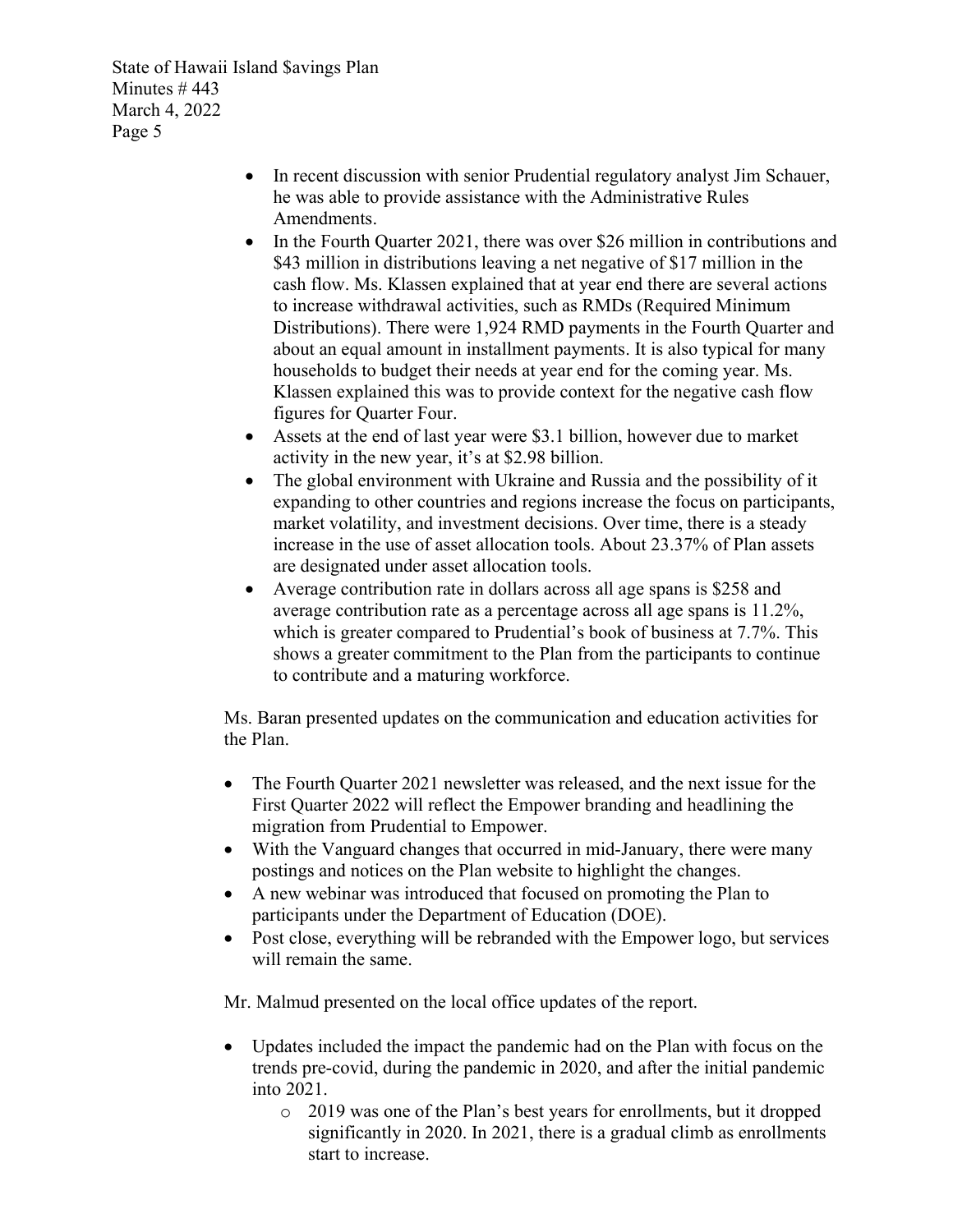- In recent discussion with senior Prudential regulatory analyst Jim Schauer, he was able to provide assistance with the Administrative Rules Amendments.
- In the Fourth Quarter 2021, there was over $26 million in contributions and $43 million in distributions leaving a net negative of $17 million in the cash flow. Ms. Klassen explained that at year end there are several actions to increase withdrawal activities, such as RMDs (Required Minimum Distributions). There were 1,924 RMD payments in the Fourth Quarter and about an equal amount in installment payments. It is also typical for many households to budget their needs at year end for the coming year. Ms. Klassen explained this was to provide context for the negative cash flow figures for Quarter Four.
- Assets at the end of last year were $3.1 billion, however due to market activity in the new year, it's at $2.98 billion.
- The global environment with Ukraine and Russia and the possibility of it expanding to other countries and regions increase the focus on participants, market volatility, and investment decisions. Over time, there is a steady increase in the use of asset allocation tools. About 23.37% of Plan assets are designated under asset allocation tools.
- Average contribution rate in dollars across all age spans is $258 and average contribution rate as a percentage across all age spans is 11.2%, which is greater compared to Prudential's book of business at 7.7%. This shows a greater commitment to the Plan from the participants to continue to contribute and a maturing workforce.

Ms. Baran presented updates on the communication and education activities for the Plan.

- The Fourth Quarter 2021 newsletter was released, and the next issue for the First Quarter 2022 will reflect the Empower branding and headlining the migration from Prudential to Empower.
- With the Vanguard changes that occurred in mid-January, there were many postings and notices on the Plan website to highlight the changes.
- A new webinar was introduced that focused on promoting the Plan to participants under the Department of Education (DOE).
- Post close, everything will be rebranded with the Empower logo, but services will remain the same.

Mr. Malmud presented on the local office updates of the report.

- Updates included the impact the pandemic had on the Plan with focus on the trends pre-covid, during the pandemic in 2020, and after the initial pandemic into 2021.
    - 2019 was one of the Plan's best years for enrollments, but it dropped significantly in 2020. In 2021, there is a gradual climb as enrollments start to increase.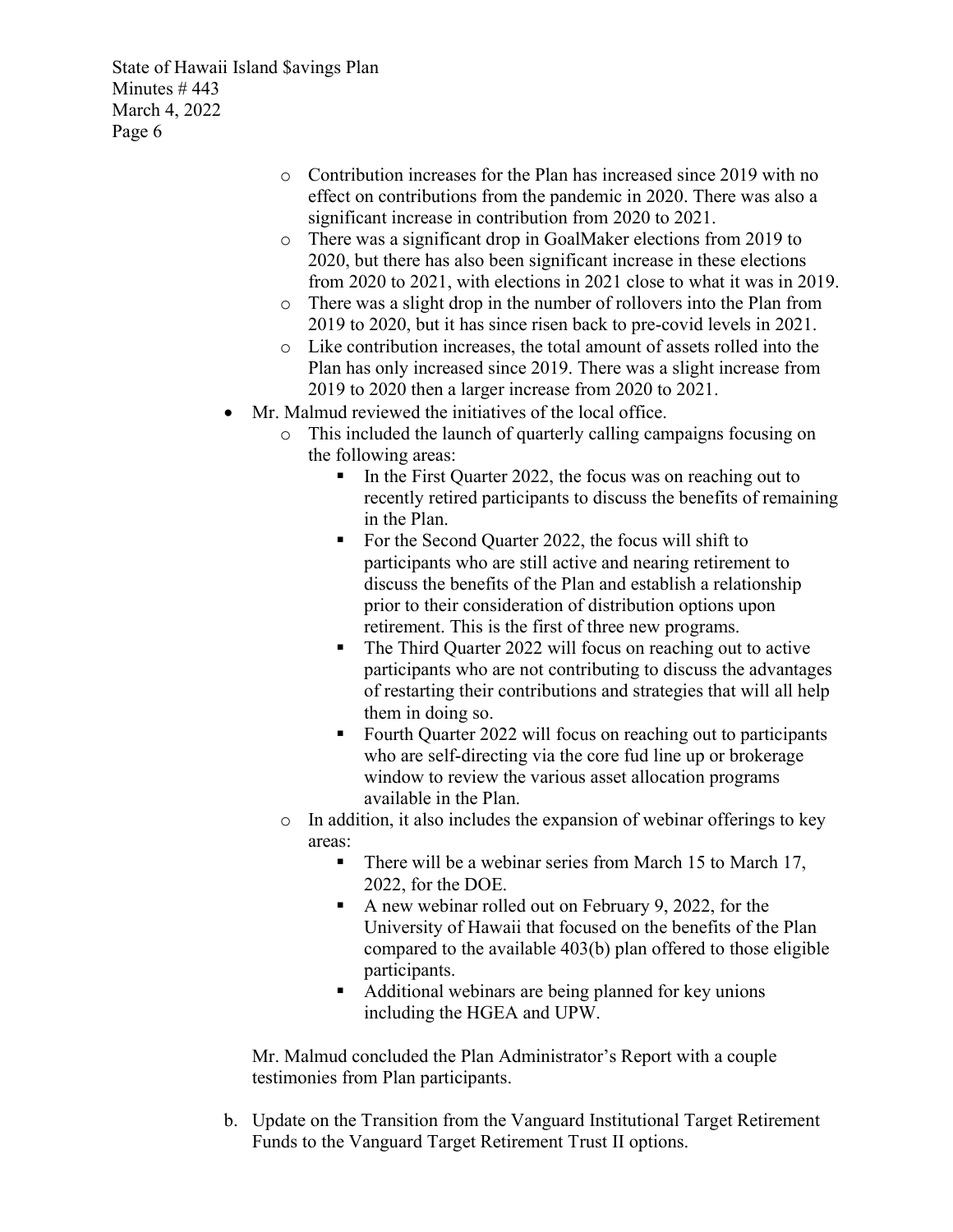- Contribution increases for the Plan has increased since 2019 with no effect on contributions from the pandemic in 2020. There was also a significant increase in contribution from 2020 to 2021.
  - There was a significant drop in GoalMaker elections from 2019 to 2020, but there has also been significant increase in these elections from 2020 to 2021, with elections in 2021 close to what it was in 2019.
  - There was a slight drop in the number of rollovers into the Plan from 2019 to 2020, but it has since risen back to pre-covid levels in 2021.
  - Like contribution increases, the total amount of assets rolled into the Plan has only increased since 2019. There was a slight increase from 2019 to 2020 then a larger increase from 2020 to 2021.
- Mr. Malmud reviewed the initiatives of the local office.
  - This included the launch of quarterly calling campaigns focusing on the following areas:
    - In the First Quarter 2022, the focus was on reaching out to recently retired participants to discuss the benefits of remaining in the Plan.
    - For the Second Quarter 2022, the focus will shift to participants who are still active and nearing retirement to discuss the benefits of the Plan and establish a relationship prior to their consideration of distribution options upon retirement. This is the first of three new programs.
    - The Third Quarter 2022 will focus on reaching out to active participants who are not contributing to discuss the advantages of restarting their contributions and strategies that will all help them in doing so.
    - Fourth Quarter 2022 will focus on reaching out to participants who are self-directing via the core fud line up or brokerage window to review the various asset allocation programs available in the Plan.
  - In addition, it also includes the expansion of webinar offerings to key areas:
    - There will be a webinar series from March 15 to March 17, 2022, for the DOE.
    - A new webinar rolled out on February 9, 2022, for the University of Hawaii that focused on the benefits of the Plan compared to the available 403(b) plan offered to those eligible participants.
    - Additional webinars are being planned for key unions including the HGEA and UPW.

Mr. Malmud concluded the Plan Administrator's Report with a couple testimonies from Plan participants.

b. Update on the Transition from the Vanguard Institutional Target Retirement Funds to the Vanguard Target Retirement Trust II options.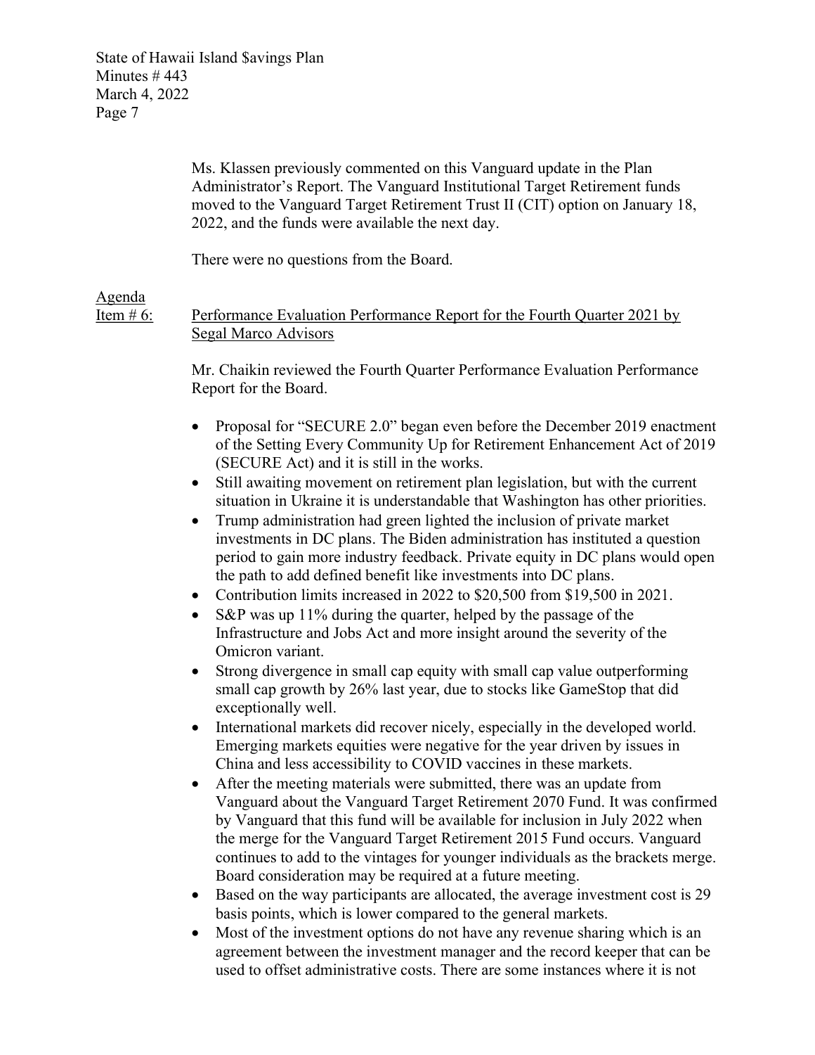Ms. Klassen previously commented on this Vanguard update in the Plan Administrator's Report. The Vanguard Institutional Target Retirement funds moved to the Vanguard Target Retirement Trust II (CIT) option on January 18, 2022, and the funds were available the next day.

There were no questions from the Board.

Agenda Item # 6: Performance Evaluation Performance Report for the Fourth Quarter 2021 by Segal Marco Advisors

Mr. Chaikin reviewed the Fourth Quarter Performance Evaluation Performance Report for the Board.

- Proposal for "SECURE 2.0" began even before the December 2019 enactment of the Setting Every Community Up for Retirement Enhancement Act of 2019 (SECURE Act) and it is still in the works.
- Still awaiting movement on retirement plan legislation, but with the current situation in Ukraine it is understandable that Washington has other priorities.
- Trump administration had green lighted the inclusion of private market investments in DC plans. The Biden administration has instituted a question period to gain more industry feedback. Private equity in DC plans would open the path to add defined benefit like investments into DC plans.
- Contribution limits increased in 2022 to $20,500 from $19,500 in 2021.
- S&P was up 11% during the quarter, helped by the passage of the Infrastructure and Jobs Act and more insight around the severity of the Omicron variant.
- Strong divergence in small cap equity with small cap value outperforming small cap growth by 26% last year, due to stocks like GameStop that did exceptionally well.
- International markets did recover nicely, especially in the developed world. Emerging markets equities were negative for the year driven by issues in China and less accessibility to COVID vaccines in these markets.
- After the meeting materials were submitted, there was an update from Vanguard about the Vanguard Target Retirement 2070 Fund. It was confirmed by Vanguard that this fund will be available for inclusion in July 2022 when the merge for the Vanguard Target Retirement 2015 Fund occurs. Vanguard continues to add to the vintages for younger individuals as the brackets merge. Board consideration may be required at a future meeting.
- Based on the way participants are allocated, the average investment cost is 29 basis points, which is lower compared to the general markets.
- Most of the investment options do not have any revenue sharing which is an agreement between the investment manager and the record keeper that can be used to offset administrative costs. There are some instances where it is not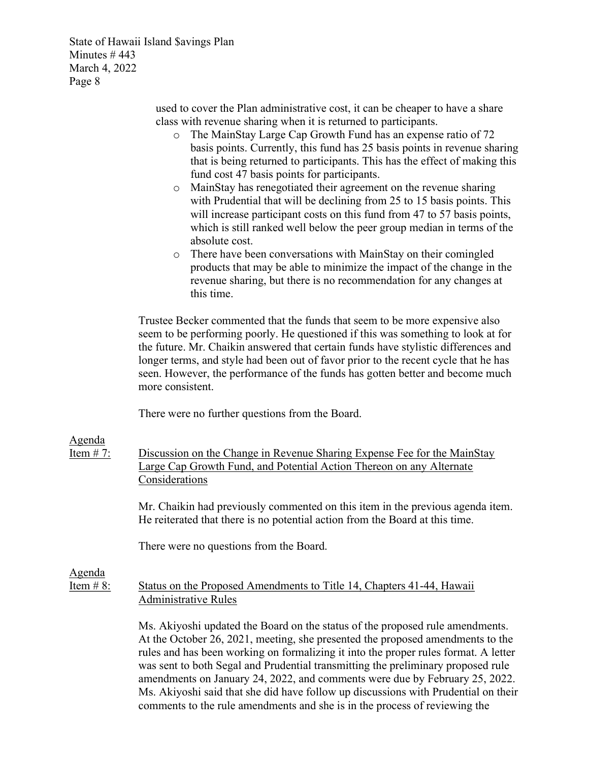used to cover the Plan administrative cost, it can be cheaper to have a share class with revenue sharing when it is returned to participants.

- The MainStay Large Cap Growth Fund has an expense ratio of 72 basis points. Currently, this fund has 25 basis points in revenue sharing that is being returned to participants. This has the effect of making this fund cost 47 basis points for participants.
- MainStay has renegotiated their agreement on the revenue sharing with Prudential that will be declining from 25 to 15 basis points. This will increase participant costs on this fund from 47 to 57 basis points, which is still ranked well below the peer group median in terms of the absolute cost.
- There have been conversations with MainStay on their comingled products that may be able to minimize the impact of the change in the revenue sharing, but there is no recommendation for any changes at this time.

Trustee Becker commented that the funds that seem to be more expensive also seem to be performing poorly. He questioned if this was something to look at for the future. Mr. Chaikin answered that certain funds have stylistic differences and longer terms, and style had been out of favor prior to the recent cycle that he has seen. However, the performance of the funds has gotten better and become much more consistent.

There were no further questions from the Board.

Agenda Item # 7: Discussion on the Change in Revenue Sharing Expense Fee for the MainStay Large Cap Growth Fund, and Potential Action Thereon on any Alternate Considerations

Mr. Chaikin had previously commented on this item in the previous agenda item. He reiterated that there is no potential action from the Board at this time.

There were no questions from the Board.

Agenda Item # 8: Status on the Proposed Amendments to Title 14, Chapters 41-44, Hawaii Administrative Rules

Ms. Akiyoshi updated the Board on the status of the proposed rule amendments. At the October 26, 2021, meeting, she presented the proposed amendments to the rules and has been working on formalizing it into the proper rules format. A letter was sent to both Segal and Prudential transmitting the preliminary proposed rule amendments on January 24, 2022, and comments were due by February 25, 2022. Ms. Akiyoshi said that she did have follow up discussions with Prudential on their comments to the rule amendments and she is in the process of reviewing the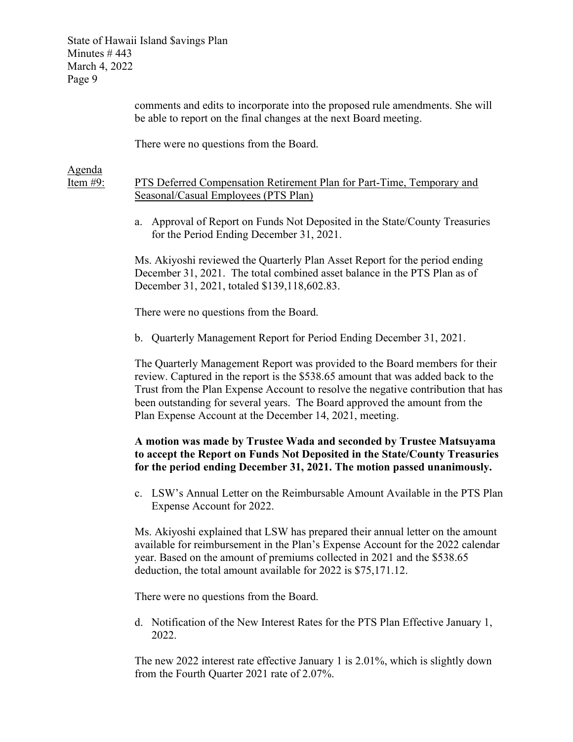comments and edits to incorporate into the proposed rule amendments. She will be able to report on the final changes at the next Board meeting.

There were no questions from the Board.

Agenda Item #9: PTS Deferred Compensation Retirement Plan for Part-Time, Temporary and Seasonal/Casual Employees (PTS Plan)

a. Approval of Report on Funds Not Deposited in the State/County Treasuries for the Period Ending December 31, 2021.

Ms. Akiyoshi reviewed the Quarterly Plan Asset Report for the period ending December 31, 2021. The total combined asset balance in the PTS Plan as of December 31, 2021, totaled $139,118,602.83.

There were no questions from the Board.

b. Quarterly Management Report for Period Ending December 31, 2021.

The Quarterly Management Report was provided to the Board members for their review. Captured in the report is the $538.65 amount that was added back to the Trust from the Plan Expense Account to resolve the negative contribution that has been outstanding for several years. The Board approved the amount from the Plan Expense Account at the December 14, 2021, meeting.

**A motion was made by Trustee Wada and seconded by Trustee Matsuyama to accept the Report on Funds Not Deposited in the State/County Treasuries for the period ending December 31, 2021. The motion passed unanimously.**

c. LSW's Annual Letter on the Reimbursable Amount Available in the PTS Plan Expense Account for 2022.

Ms. Akiyoshi explained that LSW has prepared their annual letter on the amount available for reimbursement in the Plan's Expense Account for the 2022 calendar year. Based on the amount of premiums collected in 2021 and the $538.65 deduction, the total amount available for 2022 is $75,171.12.

There were no questions from the Board.

d. Notification of the New Interest Rates for the PTS Plan Effective January 1, 2022.

The new 2022 interest rate effective January 1 is 2.01%, which is slightly down from the Fourth Quarter 2021 rate of 2.07%.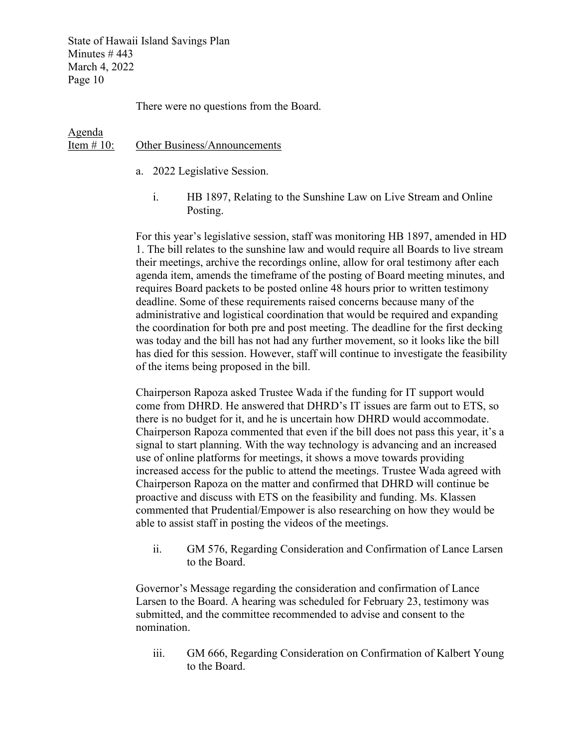There were no questions from the Board.

<u>Agenda</u>
<u>Item # 10:</u> <u>Other Business/Announcements</u>

a. 2022 Legislative Session.

   i. HB 1897, Relating to the Sunshine Law on Live Stream and Online Posting.

For this year's legislative session, staff was monitoring HB 1897, amended in HD 1. The bill relates to the sunshine law and would require all Boards to live stream their meetings, archive the recordings online, allow for oral testimony after each agenda item, amends the timeframe of the posting of Board meeting minutes, and requires Board packets to be posted online 48 hours prior to written testimony deadline. Some of these requirements raised concerns because many of the administrative and logistical coordination that would be required and expanding the coordination for both pre and post meeting. The deadline for the first decking was today and the bill has not had any further movement, so it looks like the bill has died for this session. However, staff will continue to investigate the feasibility of the items being proposed in the bill.

Chairperson Rapoza asked Trustee Wada if the funding for IT support would come from DHRD. He answered that DHRD's IT issues are farm out to ETS, so there is no budget for it, and he is uncertain how DHRD would accommodate. Chairperson Rapoza commented that even if the bill does not pass this year, it's a signal to start planning. With the way technology is advancing and an increased use of online platforms for meetings, it shows a move towards providing increased access for the public to attend the meetings. Trustee Wada agreed with Chairperson Rapoza on the matter and confirmed that DHRD will continue be proactive and discuss with ETS on the feasibility and funding. Ms. Klassen commented that Prudential/Empower is also researching on how they would be able to assist staff in posting the videos of the meetings.

   ii. GM 576, Regarding Consideration and Confirmation of Lance Larsen to the Board.

Governor's Message regarding the consideration and confirmation of Lance Larsen to the Board. A hearing was scheduled for February 23, testimony was submitted, and the committee recommended to advise and consent to the nomination.

   iii. GM 666, Regarding Consideration on Confirmation of Kalbert Young to the Board.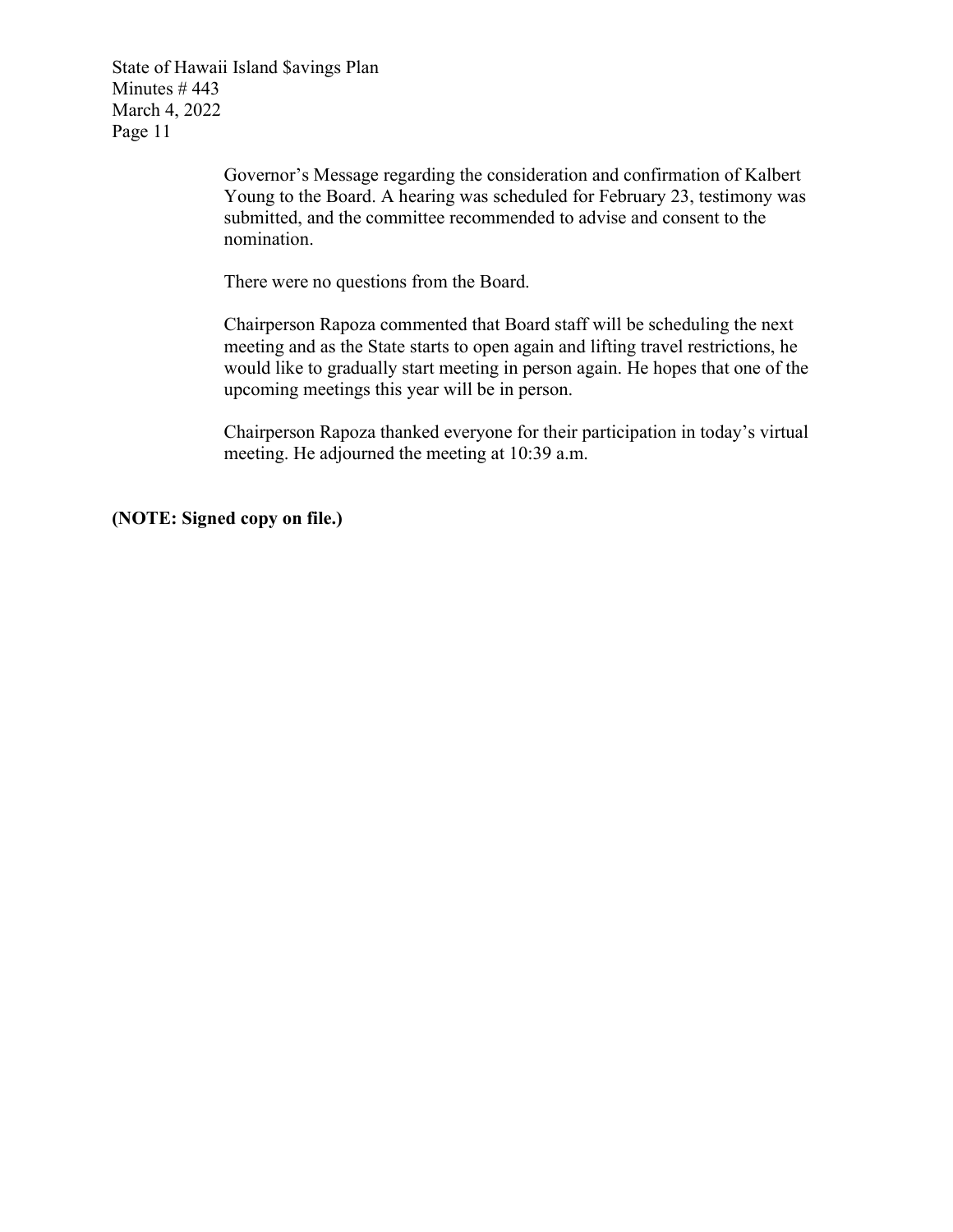Governor's Message regarding the consideration and confirmation of Kalbert Young to the Board. A hearing was scheduled for February 23, testimony was submitted, and the committee recommended to advise and consent to the nomination.

There were no questions from the Board.

Chairperson Rapoza commented that Board staff will be scheduling the next meeting and as the State starts to open again and lifting travel restrictions, he would like to gradually start meeting in person again. He hopes that one of the upcoming meetings this year will be in person.

Chairperson Rapoza thanked everyone for their participation in today's virtual meeting. He adjourned the meeting at 10:39 a.m.

**(NOTE: Signed copy on file.)**